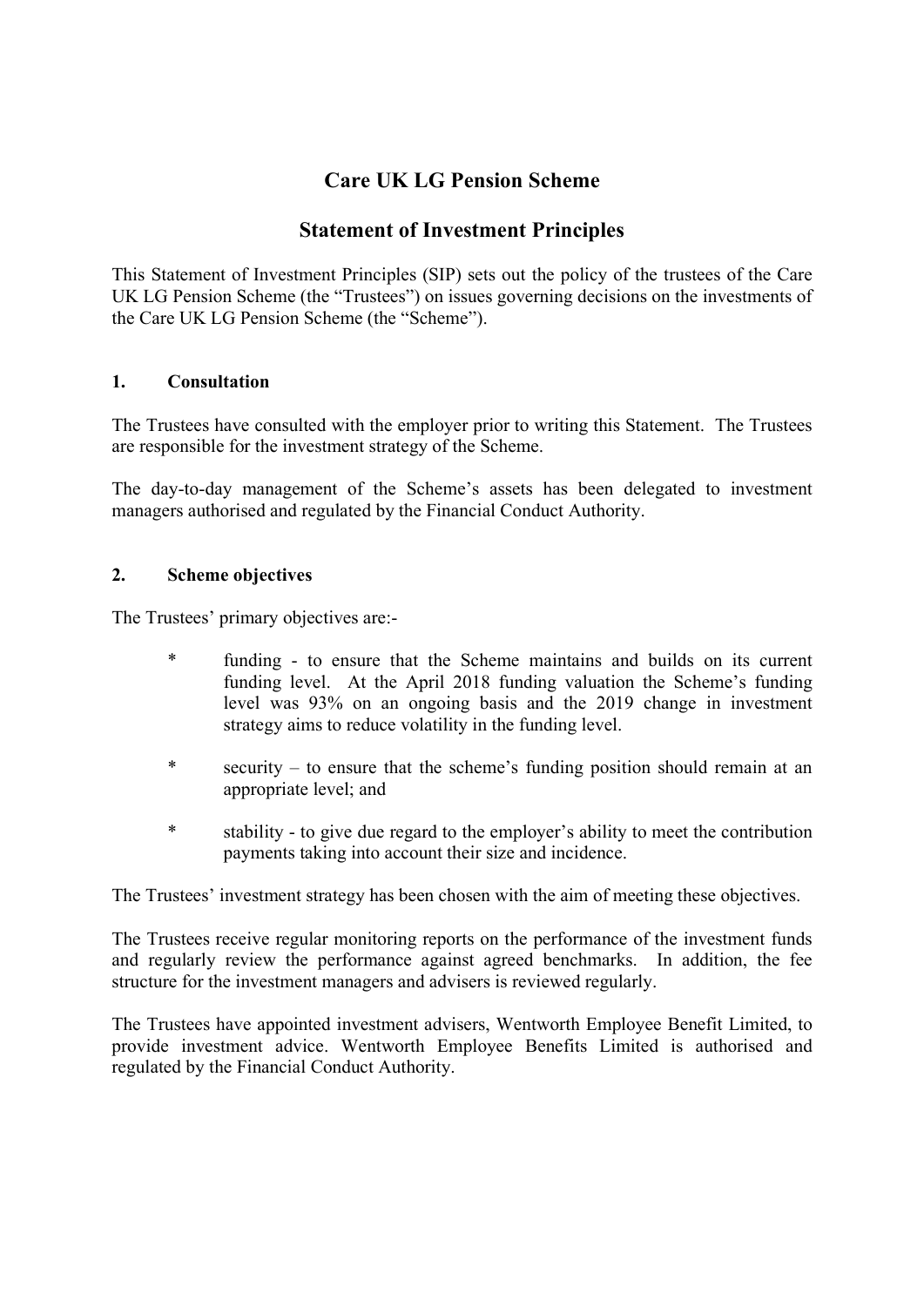# Care UK LG Pension Scheme

## Statement of Investment Principles

This Statement of Investment Principles (SIP) sets out the policy of the trustees of the Care UK LG Pension Scheme (the "Trustees") on issues governing decisions on the investments of the Care UK LG Pension Scheme (the "Scheme").

### 1. Consultation

The Trustees have consulted with the employer prior to writing this Statement. The Trustees are responsible for the investment strategy of the Scheme.

The day-to-day management of the Scheme's assets has been delegated to investment managers authorised and regulated by the Financial Conduct Authority.

### 2. Scheme objectives

The Trustees' primary objectives are:-

- funding - to ensure that the Scheme maintains and builds on its current funding level. At the April 2018 funding valuation the Scheme's funding level was 93% on an ongoing basis and the 2019 change in investment strategy aims to reduce volatility in the funding level.
- security – to ensure that the scheme's funding position should remain at an appropriate level; and
- stability - to give due regard to the employer's ability to meet the contribution payments taking into account their size and incidence.

The Trustees' investment strategy has been chosen with the aim of meeting these objectives.

The Trustees receive regular monitoring reports on the performance of the investment funds and regularly review the performance against agreed benchmarks. In addition, the fee structure for the investment managers and advisers is reviewed regularly.

The Trustees have appointed investment advisers, Wentworth Employee Benefit Limited, to provide investment advice. Wentworth Employee Benefits Limited is authorised and regulated by the Financial Conduct Authority.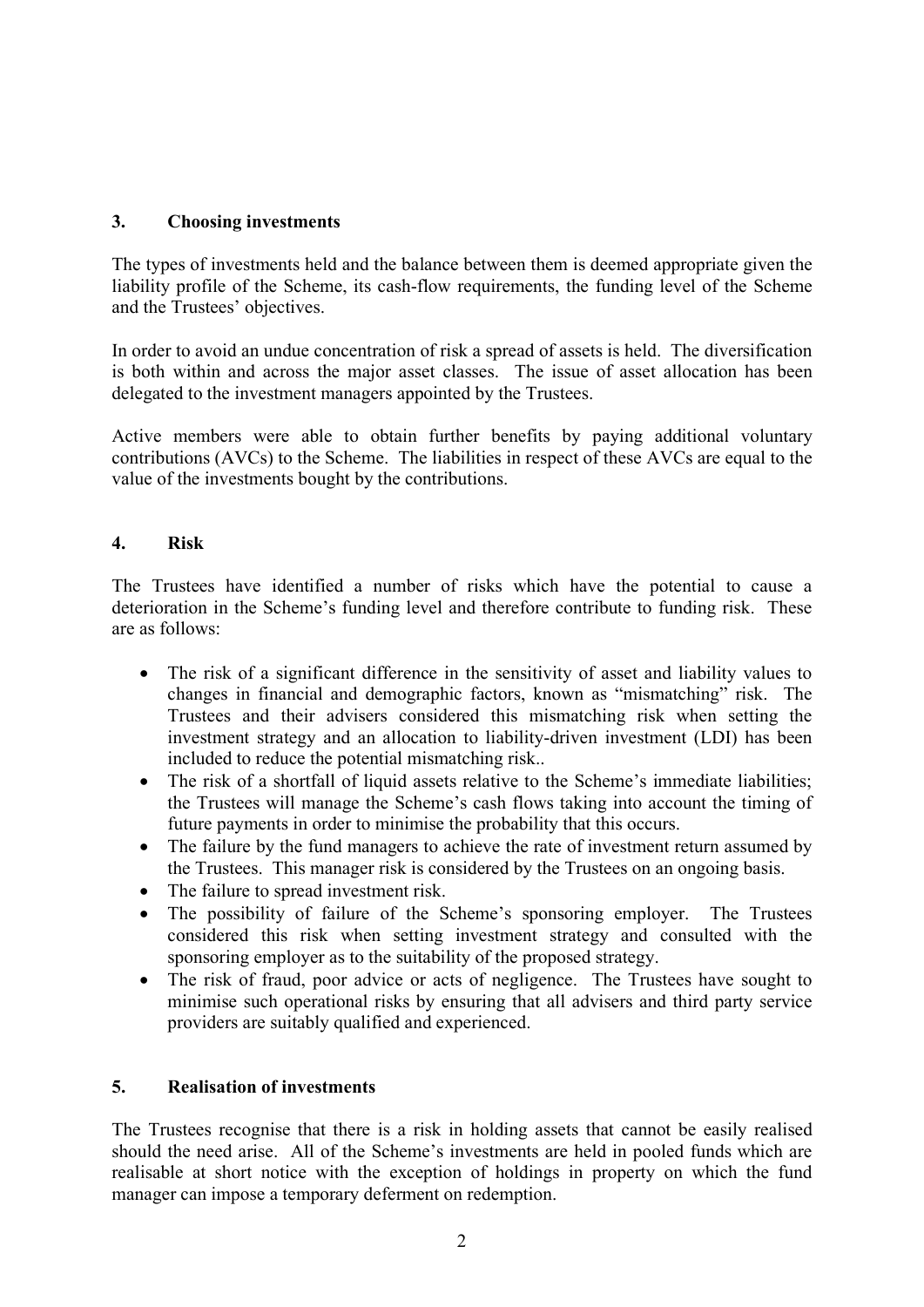## 3. Choosing investments

The types of investments held and the balance between them is deemed appropriate given the liability profile of the Scheme, its cash-flow requirements, the funding level of the Scheme and the Trustees' objectives.

In order to avoid an undue concentration of risk a spread of assets is held. The diversification is both within and across the major asset classes. The issue of asset allocation has been delegated to the investment managers appointed by the Trustees.

Active members were able to obtain further benefits by paying additional voluntary contributions (AVCs) to the Scheme. The liabilities in respect of these AVCs are equal to the value of the investments bought by the contributions.

## 4. Risk

The Trustees have identified a number of risks which have the potential to cause a deterioration in the Scheme's funding level and therefore contribute to funding risk. These are as follows:

- The risk of a significant difference in the sensitivity of asset and liability values to changes in financial and demographic factors, known as "mismatching" risk. The Trustees and their advisers considered this mismatching risk when setting the investment strategy and an allocation to liability-driven investment (LDI) has been included to reduce the potential mismatching risk..
- The risk of a shortfall of liquid assets relative to the Scheme's immediate liabilities; the Trustees will manage the Scheme's cash flows taking into account the timing of future payments in order to minimise the probability that this occurs.
- The failure by the fund managers to achieve the rate of investment return assumed by the Trustees. This manager risk is considered by the Trustees on an ongoing basis.
- The failure to spread investment risk.
- The possibility of failure of the Scheme's sponsoring employer. The Trustees considered this risk when setting investment strategy and consulted with the sponsoring employer as to the suitability of the proposed strategy.
- The risk of fraud, poor advice or acts of negligence. The Trustees have sought to minimise such operational risks by ensuring that all advisers and third party service providers are suitably qualified and experienced.

## 5. Realisation of investments

The Trustees recognise that there is a risk in holding assets that cannot be easily realised should the need arise. All of the Scheme's investments are held in pooled funds which are realisable at short notice with the exception of holdings in property on which the fund manager can impose a temporary deferment on redemption.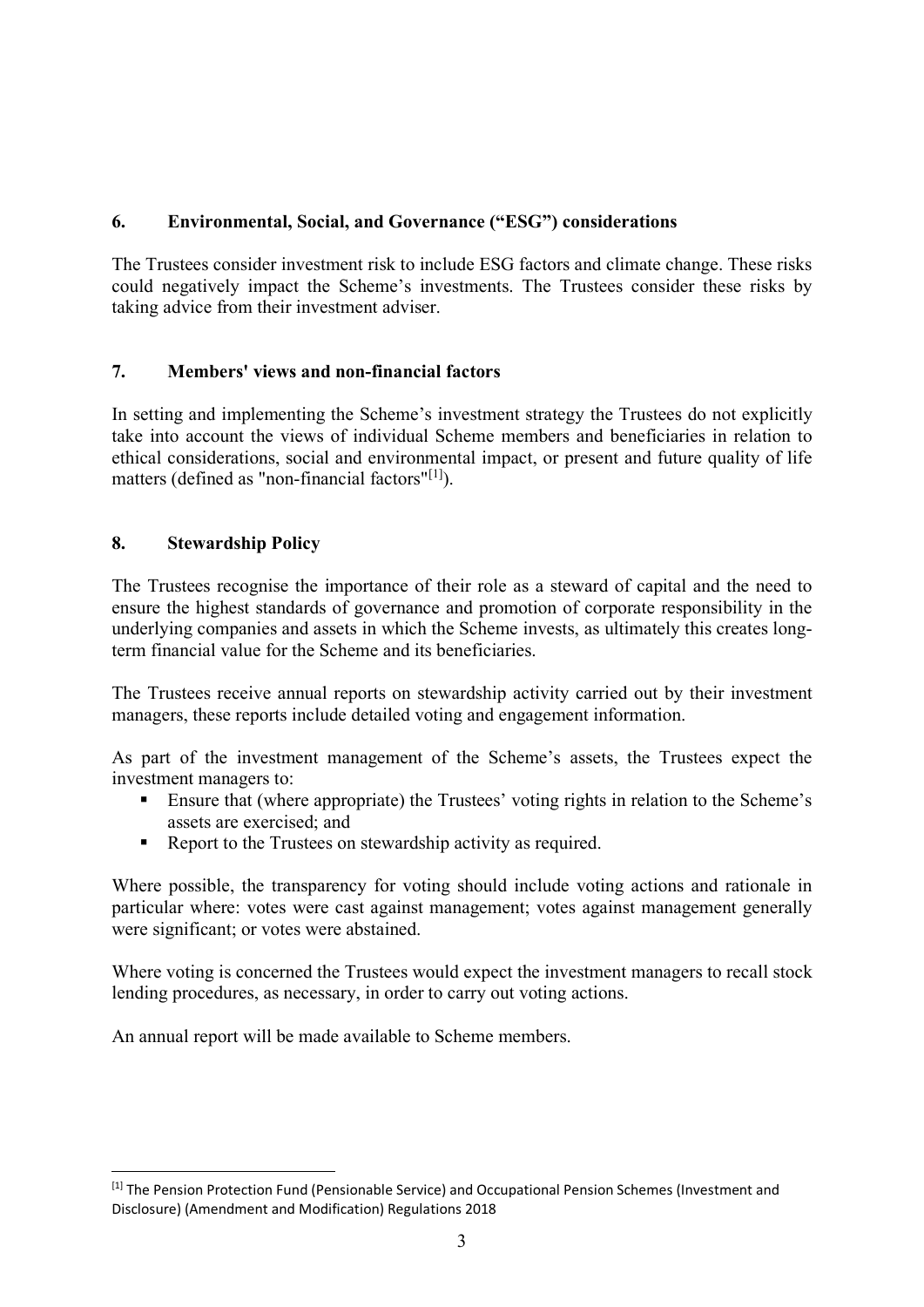## 6. Environmental, Social, and Governance ("ESG") considerations

The Trustees consider investment risk to include ESG factors and climate change. These risks could negatively impact the Scheme's investments. The Trustees consider these risks by taking advice from their investment adviser.

## 7. Members' views and non-financial factors

In setting and implementing the Scheme's investment strategy the Trustees do not explicitly take into account the views of individual Scheme members and beneficiaries in relation to ethical considerations, social and environmental impact, or present and future quality of life matters (defined as "non-financial factors"[1]).

## 8. Stewardship Policy

The Trustees recognise the importance of their role as a steward of capital and the need to ensure the highest standards of governance and promotion of corporate responsibility in the underlying companies and assets in which the Scheme invests, as ultimately this creates long-term financial value for the Scheme and its beneficiaries.

The Trustees receive annual reports on stewardship activity carried out by their investment managers, these reports include detailed voting and engagement information.

As part of the investment management of the Scheme's assets, the Trustees expect the investment managers to:

- Ensure that (where appropriate) the Trustees' voting rights in relation to the Scheme's assets are exercised; and
- Report to the Trustees on stewardship activity as required.

Where possible, the transparency for voting should include voting actions and rationale in particular where: votes were cast against management; votes against management generally were significant; or votes were abstained.

Where voting is concerned the Trustees would expect the investment managers to recall stock lending procedures, as necessary, in order to carry out voting actions.

An annual report will be made available to Scheme members.

[1] The Pension Protection Fund (Pensionable Service) and Occupational Pension Schemes (Investment and Disclosure) (Amendment and Modification) Regulations 2018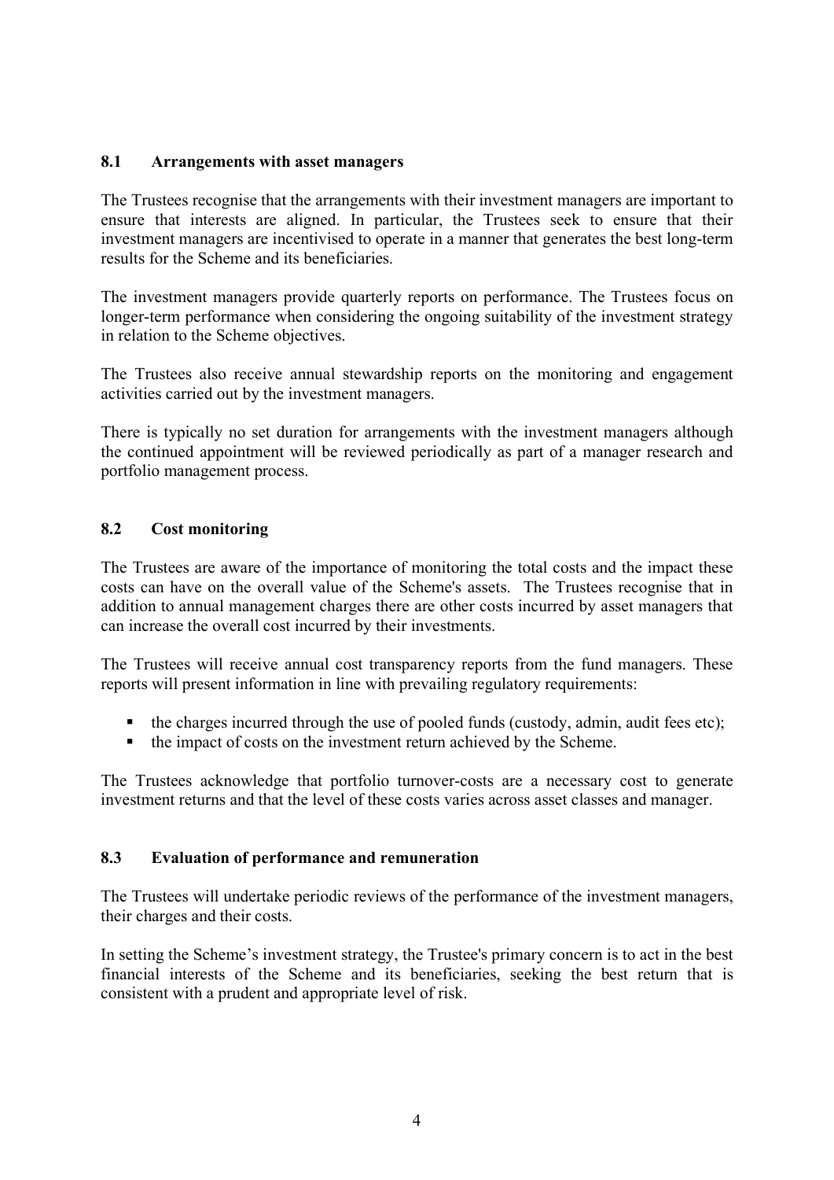## 8.1 Arrangements with asset managers

The Trustees recognise that the arrangements with their investment managers are important to ensure that interests are aligned. In particular, the Trustees seek to ensure that their investment managers are incentivised to operate in a manner that generates the best long-term results for the Scheme and its beneficiaries.

The investment managers provide quarterly reports on performance. The Trustees focus on longer-term performance when considering the ongoing suitability of the investment strategy in relation to the Scheme objectives.

The Trustees also receive annual stewardship reports on the monitoring and engagement activities carried out by the investment managers.

There is typically no set duration for arrangements with the investment managers although the continued appointment will be reviewed periodically as part of a manager research and portfolio management process.

## 8.2 Cost monitoring

The Trustees are aware of the importance of monitoring the total costs and the impact these costs can have on the overall value of the Scheme's assets. The Trustees recognise that in addition to annual management charges there are other costs incurred by asset managers that can increase the overall cost incurred by their investments.

The Trustees will receive annual cost transparency reports from the fund managers. These reports will present information in line with prevailing regulatory requirements:

- the charges incurred through the use of pooled funds (custody, admin, audit fees etc);
- the impact of costs on the investment return achieved by the Scheme.

The Trustees acknowledge that portfolio turnover-costs are a necessary cost to generate investment returns and that the level of these costs varies across asset classes and manager.

## 8.3 Evaluation of performance and remuneration

The Trustees will undertake periodic reviews of the performance of the investment managers, their charges and their costs.

In setting the Scheme's investment strategy, the Trustee's primary concern is to act in the best financial interests of the Scheme and its beneficiaries, seeking the best return that is consistent with a prudent and appropriate level of risk.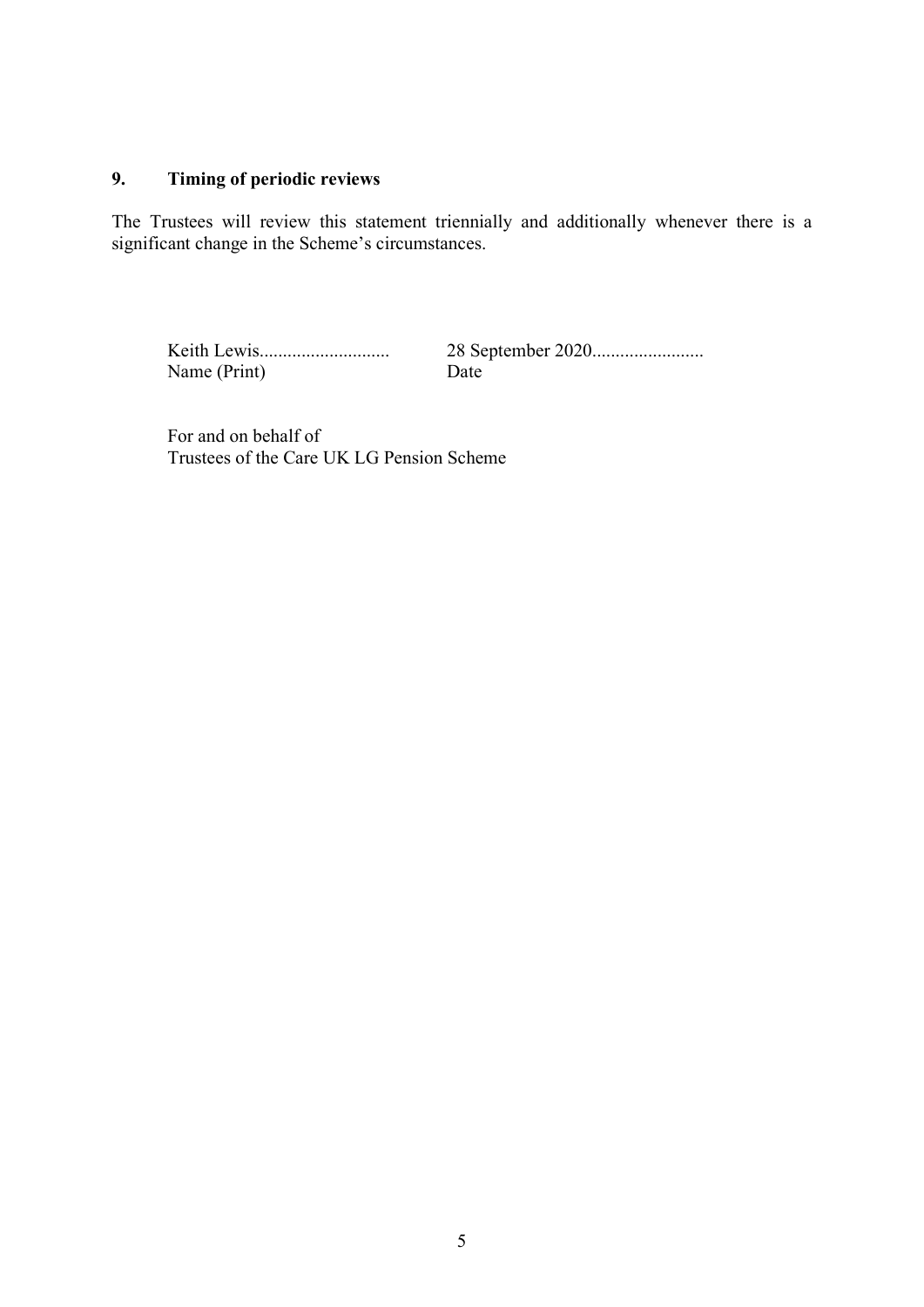## 9. Timing of periodic reviews

The Trustees will review this statement triennially and additionally whenever there is a significant change in the Scheme's circumstances.

| Keith Lewis........................... | 28 September 2020........................ |
| --- | --- |
| Name (Print) | Date |

For and on behalf of
Trustees of the Care UK LG Pension Scheme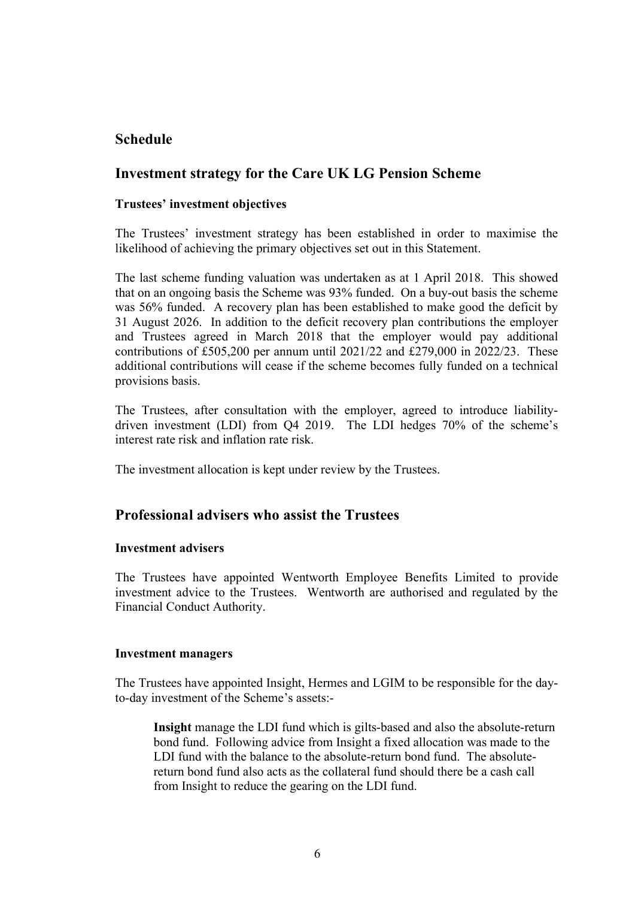## Schedule

## Investment strategy for the Care UK LG Pension Scheme

### Trustees' investment objectives

The Trustees' investment strategy has been established in order to maximise the likelihood of achieving the primary objectives set out in this Statement.

The last scheme funding valuation was undertaken as at 1 April 2018. This showed that on an ongoing basis the Scheme was 93% funded. On a buy-out basis the scheme was 56% funded. A recovery plan has been established to make good the deficit by 31 August 2026. In addition to the deficit recovery plan contributions the employer and Trustees agreed in March 2018 that the employer would pay additional contributions of £505,200 per annum until 2021/22 and £279,000 in 2022/23. These additional contributions will cease if the scheme becomes fully funded on a technical provisions basis.

The Trustees, after consultation with the employer, agreed to introduce liability-driven investment (LDI) from Q4 2019. The LDI hedges 70% of the scheme's interest rate risk and inflation rate risk.

The investment allocation is kept under review by the Trustees.

## Professional advisers who assist the Trustees

### Investment advisers

The Trustees have appointed Wentworth Employee Benefits Limited to provide investment advice to the Trustees. Wentworth are authorised and regulated by the Financial Conduct Authority.

### Investment managers

The Trustees have appointed Insight, Hermes and LGIM to be responsible for the day-to-day investment of the Scheme's assets:-

> **Insight** manage the LDI fund which is gilts-based and also the absolute-return bond fund. Following advice from Insight a fixed allocation was made to the LDI fund with the balance to the absolute-return bond fund. The absolute-return bond fund also acts as the collateral fund should there be a cash call from Insight to reduce the gearing on the LDI fund.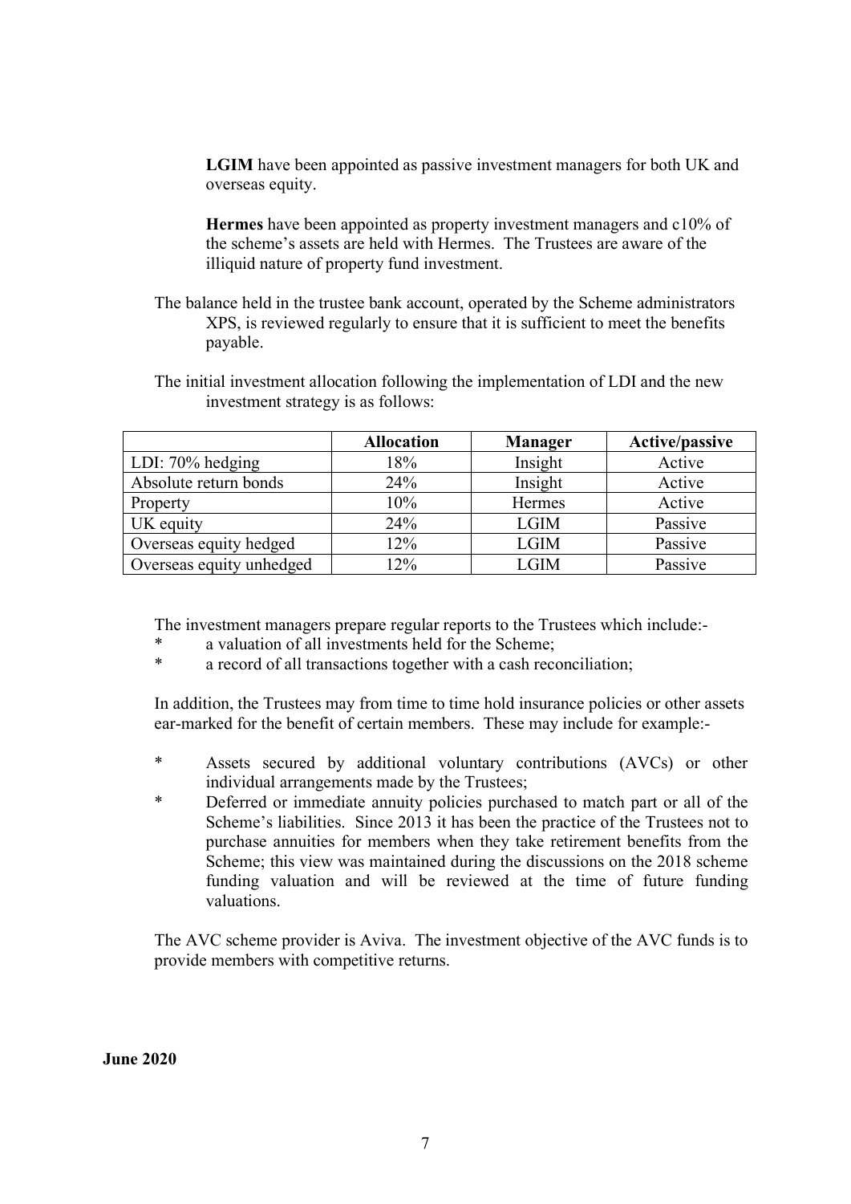**LGIM** have been appointed as passive investment managers for both UK and overseas equity.

**Hermes** have been appointed as property investment managers and c10% of the scheme's assets are held with Hermes. The Trustees are aware of the illiquid nature of property fund investment.

The balance held in the trustee bank account, operated by the Scheme administrators XPS, is reviewed regularly to ensure that it is sufficient to meet the benefits payable.

The initial investment allocation following the implementation of LDI and the new investment strategy is as follows:

| | Allocation | Manager | Active/passive |
|---|---|---|---|
| LDI: 70% hedging | 18% | Insight | Active |
| Absolute return bonds | 24% | Insight | Active |
| Property | 10% | Hermes | Active |
| UK equity | 24% | LGIM | Passive |
| Overseas equity hedged | 12% | LGIM | Passive |
| Overseas equity unhedged | 12% | LGIM | Passive |

The investment managers prepare regular reports to the Trustees which include:-

* a valuation of all investments held for the Scheme;
* a record of all transactions together with a cash reconciliation;

In addition, the Trustees may from time to time hold insurance policies or other assets ear-marked for the benefit of certain members. These may include for example:-

* Assets secured by additional voluntary contributions (AVCs) or other individual arrangements made by the Trustees;
* Deferred or immediate annuity policies purchased to match part or all of the Scheme's liabilities. Since 2013 it has been the practice of the Trustees not to purchase annuities for members when they take retirement benefits from the Scheme; this view was maintained during the discussions on the 2018 scheme funding valuation and will be reviewed at the time of future funding valuations.

The AVC scheme provider is Aviva. The investment objective of the AVC funds is to provide members with competitive returns.

**June 2020**